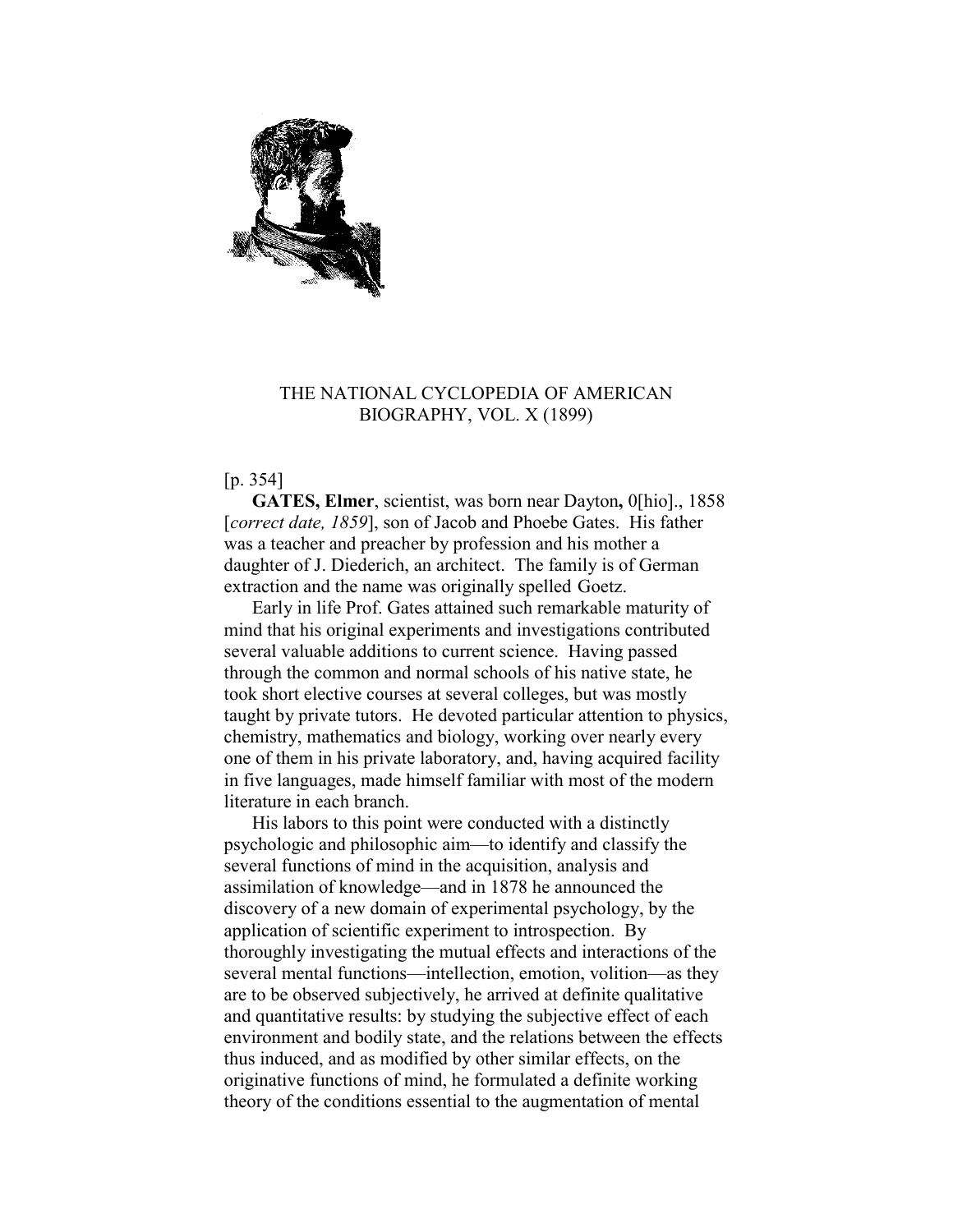THE NATIONAL CYCLOPEDIA OF AMERICAN BIOGRAPHY, VOL. X (1899)

[p. 354]

**GATES, Elmer**, scientist, was born near Dayton**,** 0[hio]., 1858 [*correct date, 1859*], son of Jacob and Phoebe Gates. His father was a teacher and preacher by profession and his mother a daughter of J. Diederich, an architect. The family is of German extraction and the name was originally spelled Goetz.

Early in life Prof. Gates attained such remarkable maturity of mind that his original experiments and investigations contributed several valuable additions to current science. Having passed through the common and normal schools of his native state, he took short elective courses at several colleges, but was mostly taught by private tutors. He devoted particular attention to physics, chemistry, mathematics and biology, working over nearly every one of them in his private laboratory, and, having acquired facility in five languages, made himself familiar with most of the modern literature in each branch.

His labors to this point were conducted with a distinctly psychologic and philosophic aim—to identify and classify the several functions of mind in the acquisition, analysis and assimilation of knowledge—and in 1878 he announced the discovery of a new domain of experimental psychology, by the application of scientific experiment to introspection. By thoroughly investigating the mutual effects and interactions of the several mental functions—intellection, emotion, volition—as they are to be observed subjectively, he arrived at definite qualitative and quantitative results: by studying the subjective effect of each environment and bodily state, and the relations between the effects thus induced, and as modified by other similar effects, on the originative functions of mind, he formulated a definite working theory of the conditions essential to the augmentation of mental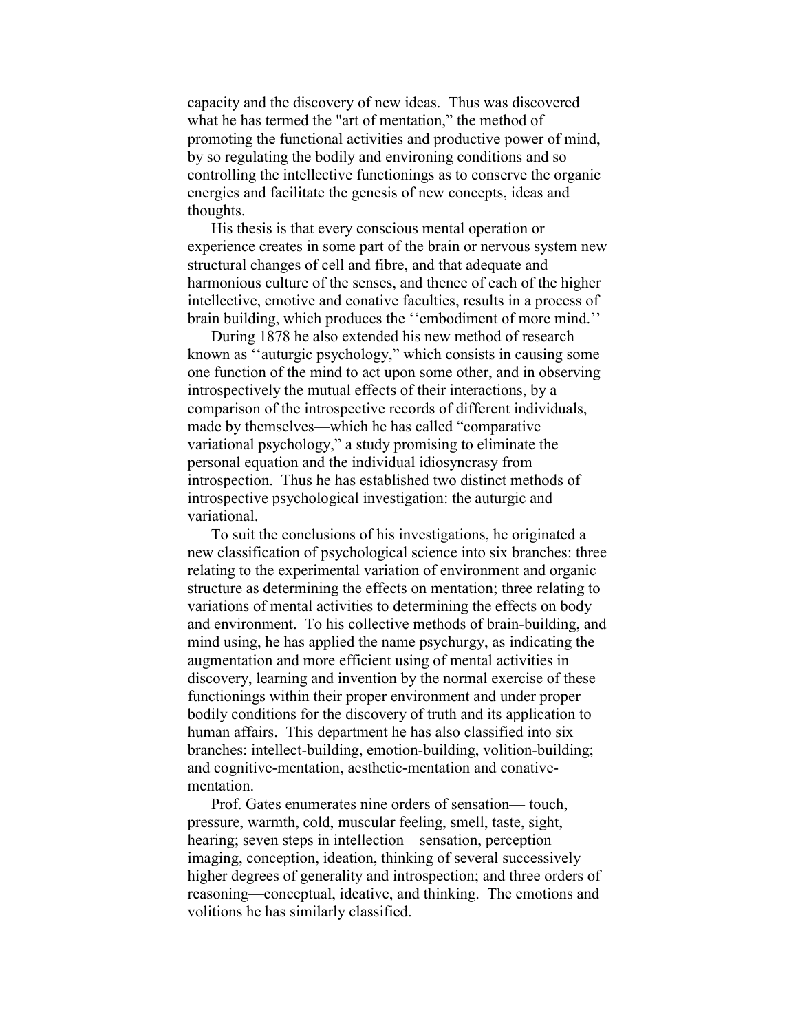capacity and the discovery of new ideas. Thus was discovered what he has termed the "art of mentation," the method of promoting the functional activities and productive power of mind, by so regulating the bodily and environing conditions and so controlling the intellective functionings as to conserve the organic energies and facilitate the genesis of new concepts, ideas and thoughts.

His thesis is that every conscious mental operation or experience creates in some part of the brain or nervous system new structural changes of cell and fibre, and that adequate and harmonious culture of the senses, and thence of each of the higher intellective, emotive and conative faculties, results in a process of brain building, which produces the ''embodiment of more mind.''

During 1878 he also extended his new method of research known as ''auturgic psychology," which consists in causing some one function of the mind to act upon some other, and in observing introspectively the mutual effects of their interactions, by a comparison of the introspective records of different individuals, made by themselves—which he has called "comparative variational psychology," a study promising to eliminate the personal equation and the individual idiosyncrasy from introspection. Thus he has established two distinct methods of introspective psychological investigation: the auturgic and variational.

To suit the conclusions of his investigations, he originated a new classification of psychological science into six branches: three relating to the experimental variation of environment and organic structure as determining the effects on mentation; three relating to variations of mental activities to determining the effects on body and environment. To his collective methods of brain-building, and mind using, he has applied the name psychurgy, as indicating the augmentation and more efficient using of mental activities in discovery, learning and invention by the normal exercise of these functionings within their proper environment and under proper bodily conditions for the discovery of truth and its application to human affairs. This department he has also classified into six branches: intellect-building, emotion-building, volition-building; and cognitive-mentation, aesthetic-mentation and conative-mentation.

Prof. Gates enumerates nine orders of sensation— touch, pressure, warmth, cold, muscular feeling, smell, taste, sight, hearing; seven steps in intellection—sensation, perception imaging, conception, ideation, thinking of several successively higher degrees of generality and introspection; and three orders of reasoning—conceptual, ideative, and thinking. The emotions and volitions he has similarly classified.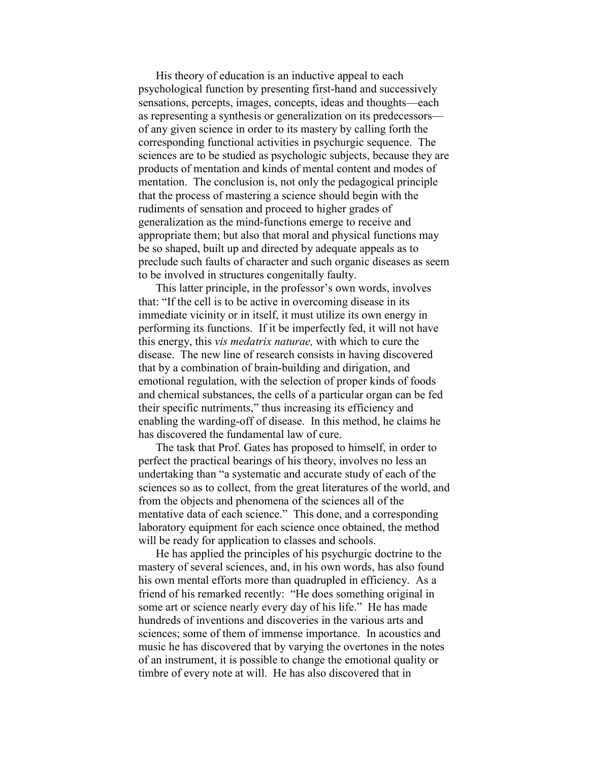His theory of education is an inductive appeal to each psychological function by presenting first-hand and successively sensations, percepts, images, concepts, ideas and thoughts—each as representing a synthesis or generalization on its predecessors—of any given science in order to its mastery by calling forth the corresponding functional activities in psychurgic sequence. The sciences are to be studied as psychologic subjects, because they are products of mentation and kinds of mental content and modes of mentation. The conclusion is, not only the pedagogical principle that the process of mastering a science should begin with the rudiments of sensation and proceed to higher grades of generalization as the mind-functions emerge to receive and appropriate them; but also that moral and physical functions may be so shaped, built up and directed by adequate appeals as to preclude such faults of character and such organic diseases as seem to be involved in structures congenitally faulty.

This latter principle, in the professor's own words, involves that: "If the cell is to be active in overcoming disease in its immediate vicinity or in itself, it must utilize its own energy in performing its functions. If it be imperfectly fed, it will not have this energy, this *vis medatrix naturae,* with which to cure the disease. The new line of research consists in having discovered that by a combination of brain-building and dirigation, and emotional regulation, with the selection of proper kinds of foods and chemical substances, the cells of a particular organ can be fed their specific nutriments," thus increasing its efficiency and enabling the warding-off of disease. In this method, he claims he has discovered the fundamental law of cure.

The task that Prof. Gates has proposed to himself, in order to perfect the practical bearings of his theory, involves no less an undertaking than "a systematic and accurate study of each of the sciences so as to collect, from the great literatures of the world, and from the objects and phenomena of the sciences all of the mentative data of each science." This done, and a corresponding laboratory equipment for each science once obtained, the method will be ready for application to classes and schools.

He has applied the principles of his psychurgic doctrine to the mastery of several sciences, and, in his own words, has also found his own mental efforts more than quadrupled in efficiency. As a friend of his remarked recently: "He does something original in some art or science nearly every day of his life." He has made hundreds of inventions and discoveries in the various arts and sciences; some of them of immense importance. In acoustics and music he has discovered that by varying the overtones in the notes of an instrument, it is possible to change the emotional quality or timbre of every note at will. He has also discovered that in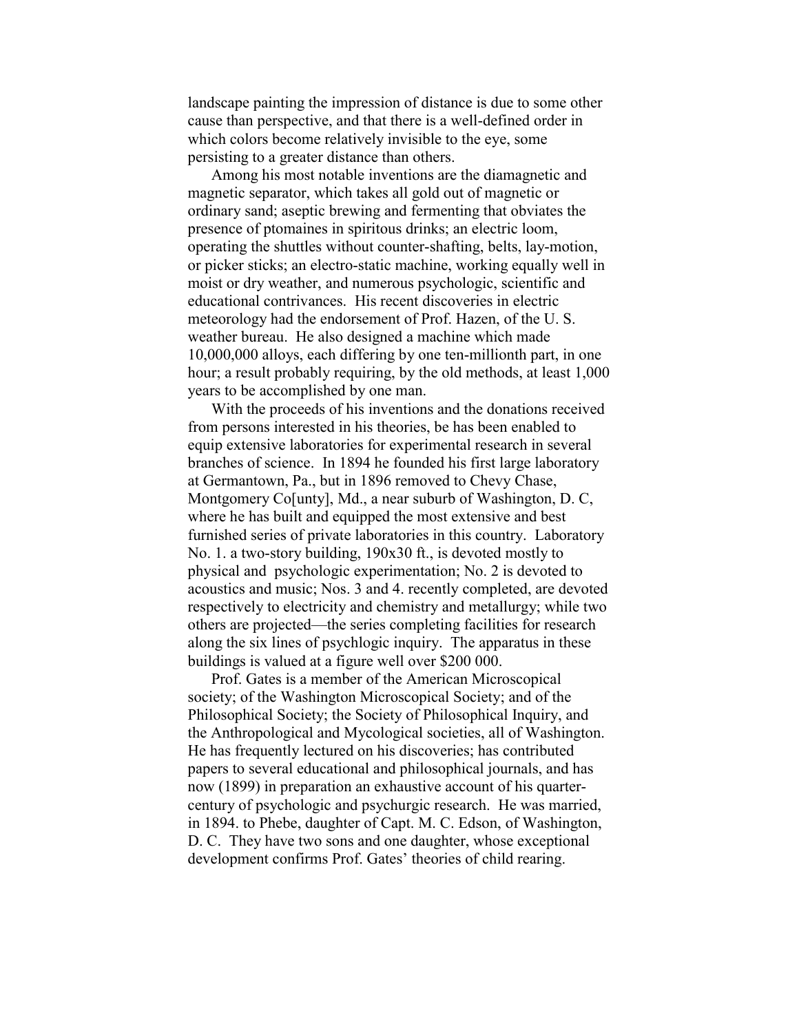landscape painting the impression of distance is due to some other cause than perspective, and that there is a well-defined order in which colors become relatively invisible to the eye, some persisting to a greater distance than others.

Among his most notable inventions are the diamagnetic and magnetic separator, which takes all gold out of magnetic or ordinary sand; aseptic brewing and fermenting that obviates the presence of ptomaines in spiritous drinks; an electric loom, operating the shuttles without counter-shafting, belts, lay-motion, or picker sticks; an electro-static machine, working equally well in moist or dry weather, and numerous psychologic, scientific and educational contrivances. His recent discoveries in electric meteorology had the endorsement of Prof. Hazen, of the U. S. weather bureau. He also designed a machine which made 10,000,000 alloys, each differing by one ten-millionth part, in one hour; a result probably requiring, by the old methods, at least 1,000 years to be accomplished by one man.

With the proceeds of his inventions and the donations received from persons interested in his theories, be has been enabled to equip extensive laboratories for experimental research in several branches of science. In 1894 he founded his first large laboratory at Germantown, Pa., but in 1896 removed to Chevy Chase, Montgomery Co[unty], Md., a near suburb of Washington, D. C, where he has built and equipped the most extensive and best furnished series of private laboratories in this country. Laboratory No. 1. a two-story building, 190x30 ft., is devoted mostly to physical and psychologic experimentation; No. 2 is devoted to acoustics and music; Nos. 3 and 4. recently completed, are devoted respectively to electricity and chemistry and metallurgy; while two others are projected—the series completing facilities for research along the six lines of psychlogic inquiry. The apparatus in these buildings is valued at a figure well over $200 000.

Prof. Gates is a member of the American Microscopical society; of the Washington Microscopical Society; and of the Philosophical Society; the Society of Philosophical Inquiry, and the Anthropological and Mycological societies, all of Washington. He has frequently lectured on his discoveries; has contributed papers to several educational and philosophical journals, and has now (1899) in preparation an exhaustive account of his quarter-century of psychologic and psychurgic research. He was married, in 1894. to Phebe, daughter of Capt. M. C. Edson, of Washington, D. C. They have two sons and one daughter, whose exceptional development confirms Prof. Gates' theories of child rearing.